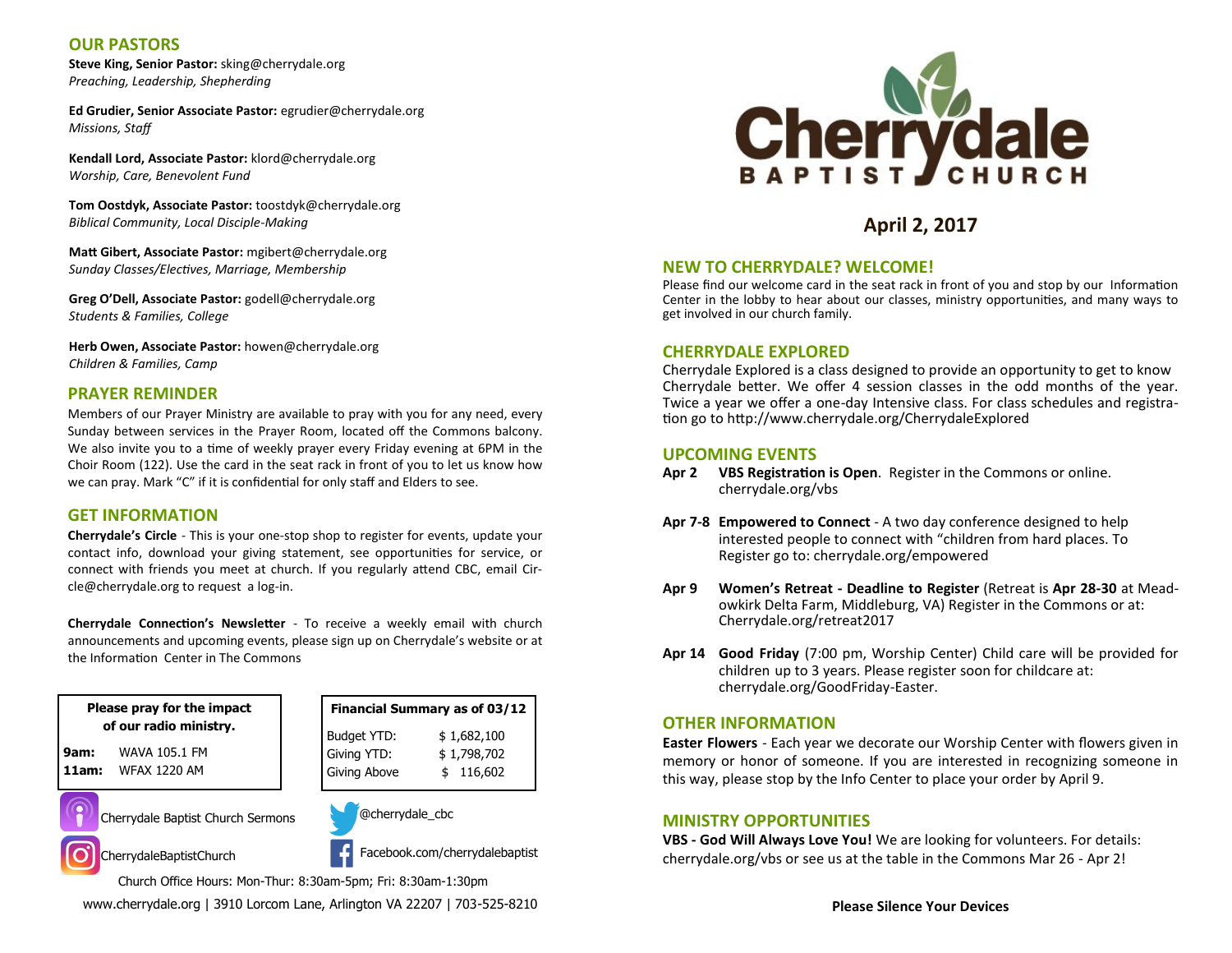## OUR PASTORS

**Steve King, Senior Pastor:** sking@cherrydale.org
*Preaching, Leadership, Shepherding*

**Ed Grudier, Senior Associate Pastor:** egrudier@cherrydale.org
*Missions, Staff*

**Kendall Lord, Associate Pastor:** klord@cherrydale.org
*Worship, Care, Benevolent Fund*

**Tom Oostdyk, Associate Pastor:** toostdyk@cherrydale.org
*Biblical Community, Local Disciple-Making*

**Matt Gibert, Associate Pastor:** mgibert@cherrydale.org
*Sunday Classes/Electives, Marriage, Membership*

**Greg O'Dell, Associate Pastor:** godell@cherrydale.org
*Students & Families, College*

**Herb Owen, Associate Pastor:** howen@cherrydale.org
*Children & Families, Camp*

## PRAYER REMINDER

Members of our Prayer Ministry are available to pray with you for any need, every Sunday between services in the Prayer Room, located off the Commons balcony. We also invite you to a time of weekly prayer every Friday evening at 6PM in the Choir Room (122). Use the card in the seat rack in front of you to let us know how we can pray. Mark "C" if it is confidential for only staff and Elders to see.

## GET INFORMATION

**Cherrydale's Circle** - This is your one-stop shop to register for events, update your contact info, download your giving statement, see opportunities for service, or connect with friends you meet at church. If you regularly attend CBC, email Circle@cherrydale.org to request a log-in.

**Cherrydale Connection's Newsletter** - To receive a weekly email with church announcements and upcoming events, please sign up on Cherrydale's website or at the Information Center in The Commons

**Please pray for the impact of our radio ministry.**

| | |
|---|---|
| **9am:** | WAVA 105.1 FM |
| **11am:** | WFAX 1220 AM |

| Financial Summary as of 03/12 | |
|---|---|
| Budget YTD: | $ 1,682,100 |
| Giving YTD: | $ 1,798,702 |
| Giving Above | $ 116,602 |

Cherrydale Baptist Church Sermons

@cherrydale_cbc

CherrydaleBaptistChurch

Facebook.com/cherrydalebaptist

Church Office Hours: Mon-Thur: 8:30am-5pm; Fri: 8:30am-1:30pm

www.cherrydale.org | 3910 Lorcom Lane, Arlington VA 22207 | 703-525-8210

# Cherrydale BAPTIST CHURCH

## April 2, 2017

## NEW TO CHERRYDALE? WELCOME!

Please find our welcome card in the seat rack in front of you and stop by our Information Center in the lobby to hear about our classes, ministry opportunities, and many ways to get involved in our church family.

## CHERRYDALE EXPLORED

Cherrydale Explored is a class designed to provide an opportunity to get to know Cherrydale better. We offer 4 session classes in the odd months of the year. Twice a year we offer a one-day Intensive class. For class schedules and registration go to http://www.cherrydale.org/CherrydaleExplored

## UPCOMING EVENTS

**Apr 2** **VBS Registration is Open**. Register in the Commons or online. cherrydale.org/vbs

**Apr 7-8** **Empowered to Connect** - A two day conference designed to help interested people to connect with "children from hard places. To Register go to: cherrydale.org/empowered

**Apr 9** **Women's Retreat - Deadline to Register** (Retreat is **Apr 28-30** at Meadowkirk Delta Farm, Middleburg, VA) Register in the Commons or at: Cherrydale.org/retreat2017

**Apr 14** **Good Friday** (7:00 pm, Worship Center) Child care will be provided for children up to 3 years. Please register soon for childcare at: cherrydale.org/GoodFriday-Easter.

## OTHER INFORMATION

**Easter Flowers** - Each year we decorate our Worship Center with flowers given in memory or honor of someone. If you are interested in recognizing someone in this way, please stop by the Info Center to place your order by April 9.

## MINISTRY OPPORTUNITIES

**VBS - God Will Always Love You!** We are looking for volunteers. For details: cherrydale.org/vbs or see us at the table in the Commons Mar 26 - Apr 2!

**Please Silence Your Devices**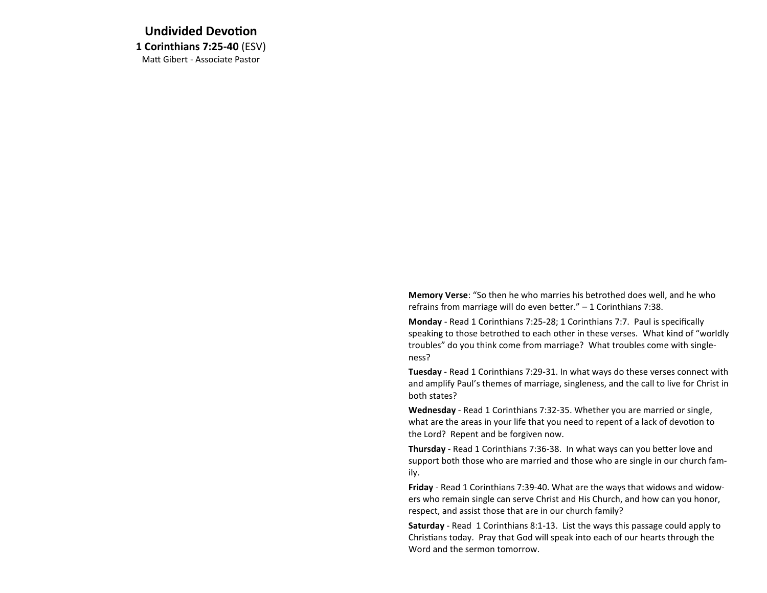## Undivided Devotion

**1 Corinthians 7:25-40** (ESV)

Matt Gibert - Associate Pastor

**Memory Verse**: "So then he who marries his betrothed does well, and he who refrains from marriage will do even better." – 1 Corinthians 7:38.

**Monday** - Read 1 Corinthians 7:25-28; 1 Corinthians 7:7. Paul is specifically speaking to those betrothed to each other in these verses. What kind of "worldly troubles" do you think come from marriage? What troubles come with singleness?

**Tuesday** - Read 1 Corinthians 7:29-31. In what ways do these verses connect with and amplify Paul's themes of marriage, singleness, and the call to live for Christ in both states?

**Wednesday** - Read 1 Corinthians 7:32-35. Whether you are married or single, what are the areas in your life that you need to repent of a lack of devotion to the Lord? Repent and be forgiven now.

**Thursday** - Read 1 Corinthians 7:36-38. In what ways can you better love and support both those who are married and those who are single in our church family.

**Friday** - Read 1 Corinthians 7:39-40. What are the ways that widows and widowers who remain single can serve Christ and His Church, and how can you honor, respect, and assist those that are in our church family?

**Saturday** - Read 1 Corinthians 8:1-13. List the ways this passage could apply to Christians today. Pray that God will speak into each of our hearts through the Word and the sermon tomorrow.